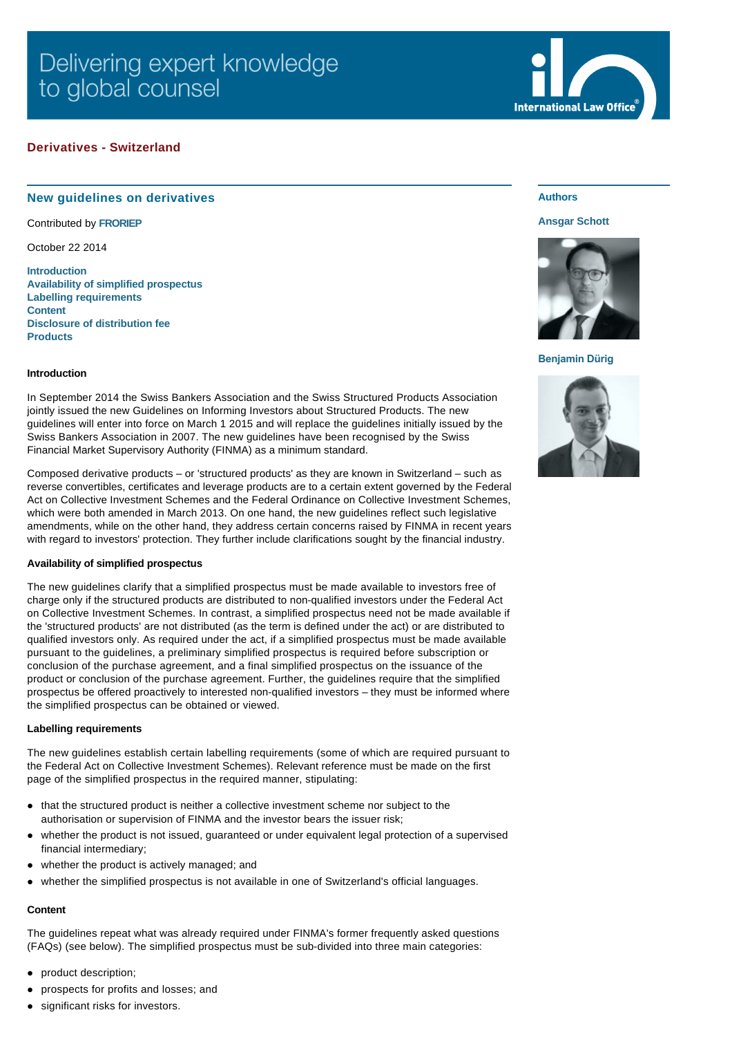Delivering expert knowledge to global counsel

International Law Office

## Derivatives - Switzerland

# New guidelines on derivatives

Contributed by **FRORIEP**

October 22 2014

**Introduction**
**Availability of simplified prospectus**
**Labelling requirements**
**Content**
**Disclosure of distribution fee**
**Products**

**Authors**

**Ansgar Schott**

**Benjamin Dürig**

### Introduction

In September 2014 the Swiss Bankers Association and the Swiss Structured Products Association jointly issued the new Guidelines on Informing Investors about Structured Products. The new guidelines will enter into force on March 1 2015 and will replace the guidelines initially issued by the Swiss Bankers Association in 2007. The new guidelines have been recognised by the Swiss Financial Market Supervisory Authority (FINMA) as a minimum standard.

Composed derivative products – or 'structured products' as they are known in Switzerland – such as reverse convertibles, certificates and leverage products are to a certain extent governed by the Federal Act on Collective Investment Schemes and the Federal Ordinance on Collective Investment Schemes, which were both amended in March 2013. On one hand, the new guidelines reflect such legislative amendments, while on the other hand, they address certain concerns raised by FINMA in recent years with regard to investors' protection. They further include clarifications sought by the financial industry.

### Availability of simplified prospectus

The new guidelines clarify that a simplified prospectus must be made available to investors free of charge only if the structured products are distributed to non-qualified investors under the Federal Act on Collective Investment Schemes. In contrast, a simplified prospectus need not be made available if the 'structured products' are not distributed (as the term is defined under the act) or are distributed to qualified investors only. As required under the act, if a simplified prospectus must be made available pursuant to the guidelines, a preliminary simplified prospectus is required before subscription or conclusion of the purchase agreement, and a final simplified prospectus on the issuance of the product or conclusion of the purchase agreement. Further, the guidelines require that the simplified prospectus be offered proactively to interested non-qualified investors – they must be informed where the simplified prospectus can be obtained or viewed.

### Labelling requirements

The new guidelines establish certain labelling requirements (some of which are required pursuant to the Federal Act on Collective Investment Schemes). Relevant reference must be made on the first page of the simplified prospectus in the required manner, stipulating:

- that the structured product is neither a collective investment scheme nor subject to the authorisation or supervision of FINMA and the investor bears the issuer risk;
- whether the product is not issued, guaranteed or under equivalent legal protection of a supervised financial intermediary;
- whether the product is actively managed; and
- whether the simplified prospectus is not available in one of Switzerland's official languages.

### Content

The guidelines repeat what was already required under FINMA's former frequently asked questions (FAQs) (see below). The simplified prospectus must be sub-divided into three main categories:

- product description;
- prospects for profits and losses; and
- significant risks for investors.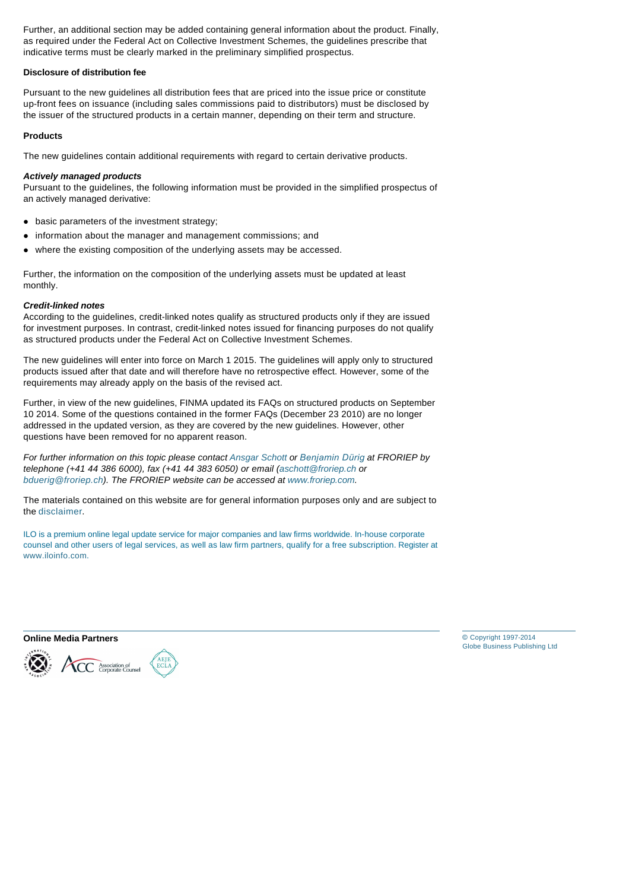Further, an additional section may be added containing general information about the product. Finally, as required under the Federal Act on Collective Investment Schemes, the guidelines prescribe that indicative terms must be clearly marked in the preliminary simplified prospectus.

**Disclosure of distribution fee**

Pursuant to the new guidelines all distribution fees that are priced into the issue price or constitute up-front fees on issuance (including sales commissions paid to distributors) must be disclosed by the issuer of the structured products in a certain manner, depending on their term and structure.

**Products**

The new guidelines contain additional requirements with regard to certain derivative products.

***Actively managed products***

Pursuant to the guidelines, the following information must be provided in the simplified prospectus of an actively managed derivative:

- basic parameters of the investment strategy;
- information about the manager and management commissions; and
- where the existing composition of the underlying assets may be accessed.

Further, the information on the composition of the underlying assets must be updated at least monthly.

***Credit-linked notes***

According to the guidelines, credit-linked notes qualify as structured products only if they are issued for investment purposes. In contrast, credit-linked notes issued for financing purposes do not qualify as structured products under the Federal Act on Collective Investment Schemes.

The new guidelines will enter into force on March 1 2015. The guidelines will apply only to structured products issued after that date and will therefore have no retrospective effect. However, some of the requirements may already apply on the basis of the revised act.

Further, in view of the new guidelines, FINMA updated its FAQs on structured products on September 10 2014. Some of the questions contained in the former FAQs (December 23 2010) are no longer addressed in the updated version, as they are covered by the new guidelines. However, other questions have been removed for no apparent reason.

*For further information on this topic please contact Ansgar Schott or Benjamin Dürig at FRORIEP by telephone (+41 44 386 6000), fax (+41 44 383 6050) or email (aschott@froriep.ch or bduerig@froriep.ch). The FRORIEP website can be accessed at www.froriep.com.*

The materials contained on this website are for general information purposes only and are subject to the disclaimer.

ILO is a premium online legal update service for major companies and law firms worldwide. In-house corporate counsel and other users of legal services, as well as law firm partners, qualify for a free subscription. Register at www.iloinfo.com.

**Online Media Partners**

© Copyright 1997-2014 Globe Business Publishing Ltd